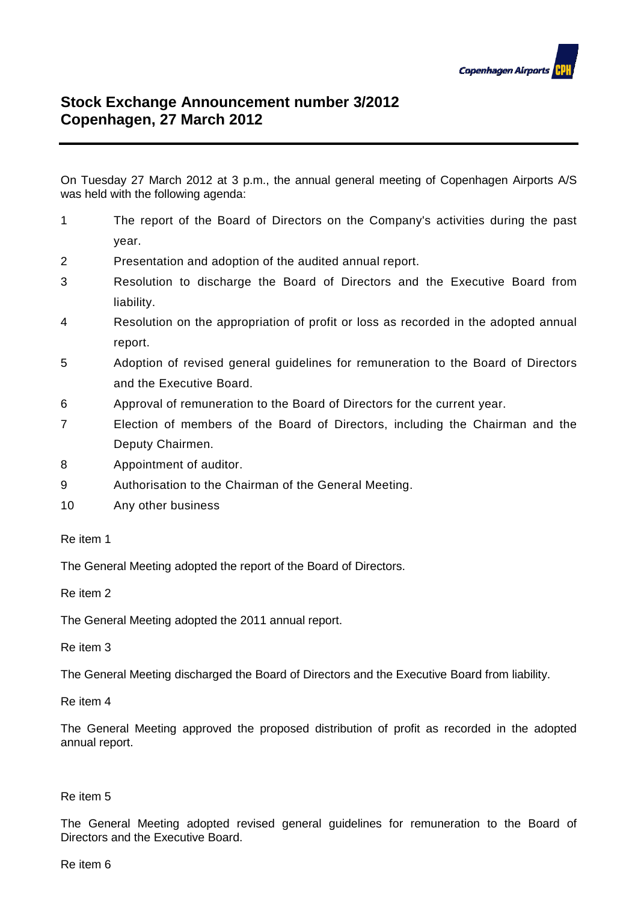# Stock Exchange Announcement number 3/2012
# Copenhagen, 27 March 2012

On Tuesday 27 March 2012 at 3 p.m., the annual general meeting of Copenhagen Airports A/S was held with the following agenda:

1. The report of the Board of Directors on the Company's activities during the past year.
2. Presentation and adoption of the audited annual report.
3. Resolution to discharge the Board of Directors and the Executive Board from liability.
4. Resolution on the appropriation of profit or loss as recorded in the adopted annual report.
5. Adoption of revised general guidelines for remuneration to the Board of Directors and the Executive Board.
6. Approval of remuneration to the Board of Directors for the current year.
7. Election of members of the Board of Directors, including the Chairman and the Deputy Chairmen.
8. Appointment of auditor.
9. Authorisation to the Chairman of the General Meeting.
10. Any other business

Re item 1

The General Meeting adopted the report of the Board of Directors.

Re item 2

The General Meeting adopted the 2011 annual report.

Re item 3

The General Meeting discharged the Board of Directors and the Executive Board from liability.

Re item 4

The General Meeting approved the proposed distribution of profit as recorded in the adopted annual report.

Re item 5

The General Meeting adopted revised general guidelines for remuneration to the Board of Directors and the Executive Board.

Re item 6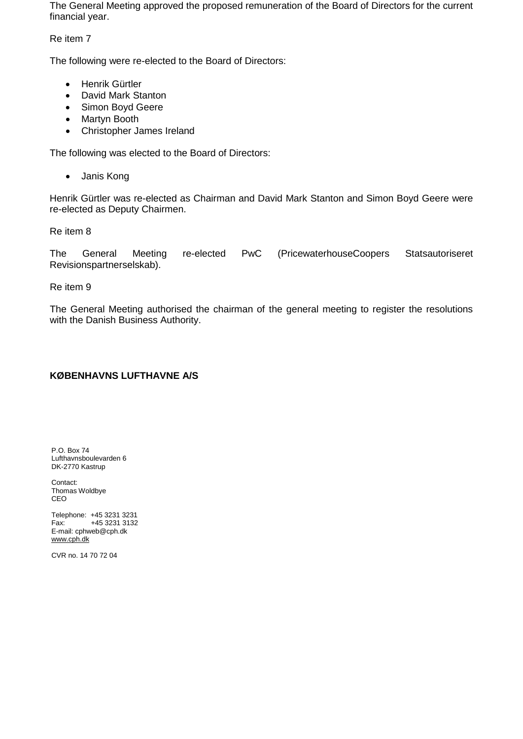The General Meeting approved the proposed remuneration of the Board of Directors for the current financial year.

Re item 7

The following were re-elected to the Board of Directors:

- Henrik Gürtler
- David Mark Stanton
- Simon Boyd Geere
- Martyn Booth
- Christopher James Ireland

The following was elected to the Board of Directors:

- Janis Kong

Henrik Gürtler was re-elected as Chairman and David Mark Stanton and Simon Boyd Geere were re-elected as Deputy Chairmen.

Re item 8

The General Meeting re-elected PwC (PricewaterhouseCoopers Statsautoriseret Revisionspartnerselskab).

Re item 9

The General Meeting authorised the chairman of the general meeting to register the resolutions with the Danish Business Authority.

**KØBENHAVNS LUFTHAVNE A/S**

P.O. Box 74
Lufthavnsboulevarden 6
DK-2770 Kastrup

Contact:
Thomas Woldbye
CEO

Telephone: +45 3231 3231
Fax: +45 3231 3132
E-mail: cphweb@cph.dk
www.cph.dk

CVR no. 14 70 72 04